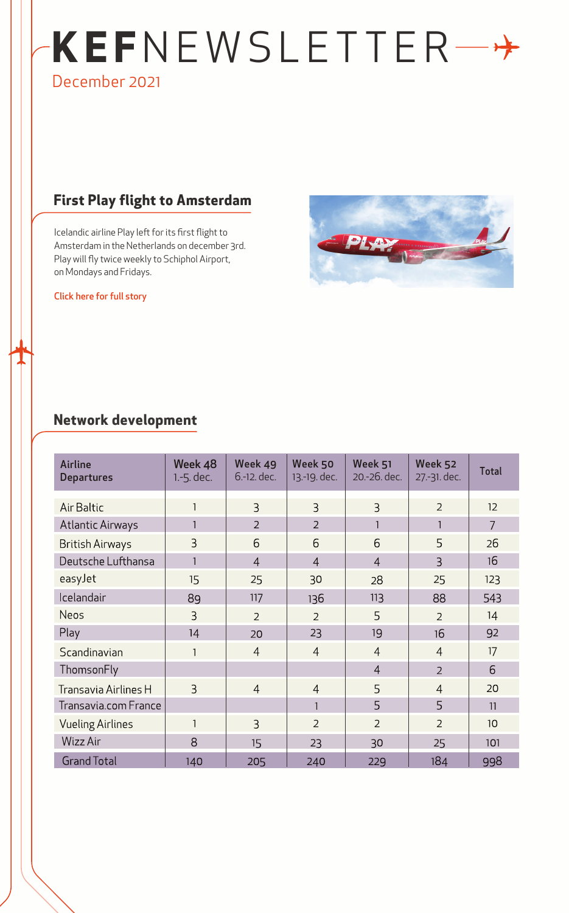# KEFNEWSLETTER

December 2021

## First Play flight to Amsterdam

Icelandic airline Play left for its first flight to Amsterdam in the Netherlands on december 3rd. Play will fly twice weekly to Schiphol Airport, on Mondays and Fridays.

Click here for full story

## Network development

| Airline Departures | Week 48 1.-5. dec. | Week 49 6.-12. dec. | Week 50 13.-19. dec. | Week 51 20.-26. dec. | Week 52 27.-31. dec. | Total |
|---|---|---|---|---|---|---|
| Air Baltic | 1 | 3 | 3 | 3 | 2 | 12 |
| Atlantic Airways | 1 | 2 | 2 | 1 | 1 | 7 |
| British Airways | 3 | 6 | 6 | 6 | 5 | 26 |
| Deutsche Lufthansa | 1 | 4 | 4 | 4 | 3 | 16 |
| easyJet | 15 | 25 | 30 | 28 | 25 | 123 |
| Icelandair | 89 | 117 | 136 | 113 | 88 | 543 |
| Neos | 3 | 2 | 2 | 5 | 2 | 14 |
| Play | 14 | 20 | 23 | 19 | 16 | 92 |
| Scandinavian | 1 | 4 | 4 | 4 | 4 | 17 |
| ThomsonFly | | | | 4 | 2 | 6 |
| Transavia Airlines H | 3 | 4 | 4 | 5 | 4 | 20 |
| Transavia.com France | | | 1 | 5 | 5 | 11 |
| Vueling Airlines | 1 | 3 | 2 | 2 | 2 | 10 |
| Wizz Air | 8 | 15 | 23 | 30 | 25 | 101 |
| Grand Total | 140 | 205 | 240 | 229 | 184 | 998 |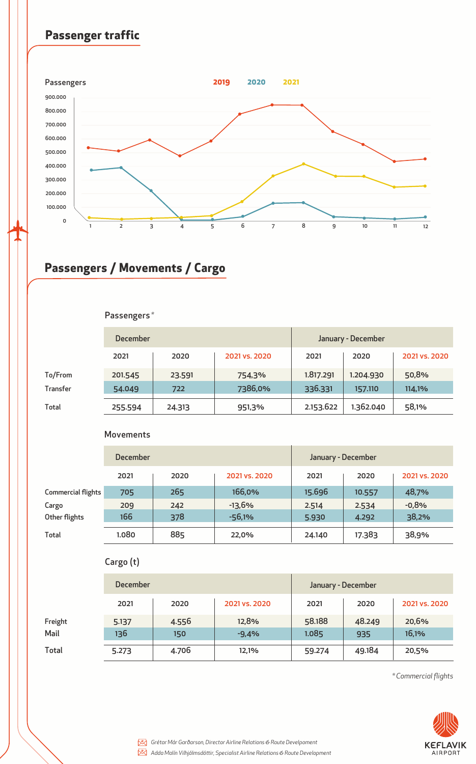## Passenger traffic

Passengers

2019 2020 2021

900.000
800.000
700.000
600.000
500.000
400.000
300.000
200.000
100.000
0

1 2 3 4 5 6 7 8 9 10 11 12

## Passengers / Movements / Cargo

### Passengers*

| | December | | | January - December | | |
|---|---|---|---|---|---|---|
| | 2021 | 2020 | 2021 vs. 2020 | 2021 | 2020 | 2021 vs. 2020 |
| To/From | 201.545 | 23.591 | 754,3% | 1.817.291 | 1.204.930 | 50,8% |
| Transfer | 54.049 | 722 | 7386,0% | 336.331 | 157.110 | 114,1% |
| Total | 255.594 | 24.313 | 951,3% | 2.153.622 | 1.362.040 | 58,1% |

### Movements

| | December | | | January - December | | |
|---|---|---|---|---|---|---|
| | 2021 | 2020 | 2021 vs. 2020 | 2021 | 2020 | 2021 vs. 2020 |
| Commercial flights | 705 | 265 | 166,0% | 15.696 | 10.557 | 48,7% |
| Cargo | 209 | 242 | -13,6% | 2.514 | 2.534 | -0,8% |
| Other flights | 166 | 378 | -56,1% | 5.930 | 4.292 | 38,2% |
| Total | 1.080 | 885 | 22,0% | 24.140 | 17.383 | 38,9% |

### Cargo (t)

| | December | | | January - December | | |
|---|---|---|---|---|---|---|
| | 2021 | 2020 | 2021 vs. 2020 | 2021 | 2020 | 2021 vs. 2020 |
| Freight | 5.137 | 4.556 | 12,8% | 58.188 | 48.249 | 20,6% |
| Mail | 136 | 150 | -9,4% | 1.085 | 935 | 16,1% |
| Total | 5.273 | 4.706 | 12,1% | 59.274 | 49.184 | 20,5% |

*\*Commercial flights*

*Grétar Már Garðarson, Director Airline Relations & Route Development*

*Adda Malín Vilhjálmsdóttir, Specialist Airline Relations & Route Development*

KEFLAVIK AIRPORT